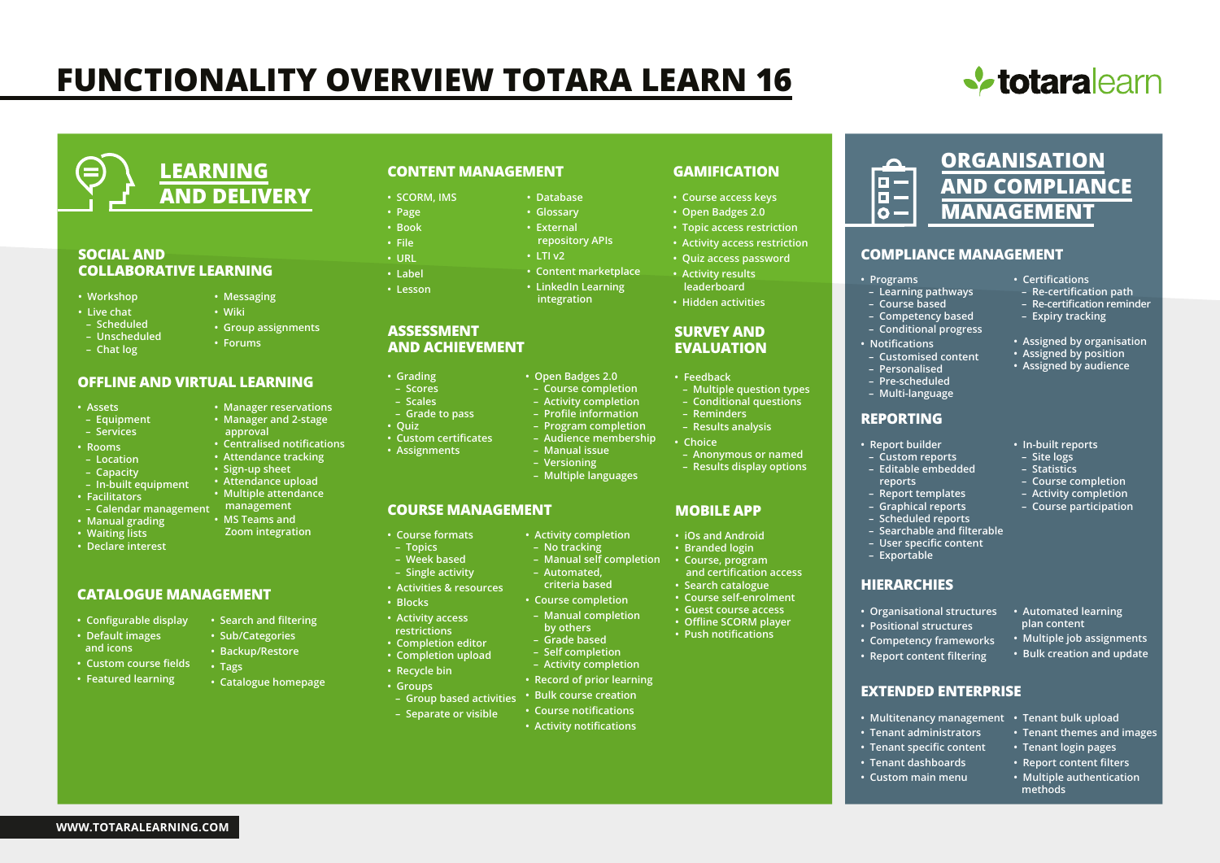# FUNCTIONALITY OVERVIEW TOTARA LEARN 16

totaralearn

## LEARNING AND DELIVERY

### SOCIAL AND COLLABORATIVE LEARNING

- Workshop
- Live chat
  - Scheduled
  - Unscheduled
  - Chat log
- Messaging
- Wiki
- Group assignments
- Forums

### OFFLINE AND VIRTUAL LEARNING

- Assets
  - Equipment
  - Services
- Rooms
  - Location
  - Capacity
  - In-built equipment
- Facilitators
  - Calendar management
- Manual grading
- Waiting lists
- Declare interest
- Manager reservations
- Manager and 2-stage approval
- Centralised notifications
- Attendance tracking
- Sign-up sheet
- Attendance upload
- Multiple attendance management
- MS Teams and Zoom integration

### CATALOGUE MANAGEMENT

- Configurable display
- Default images and icons
- Custom course fields
- Featured learning
- Search and filtering
- Sub/Categories
- Backup/Restore
- Tags
- Catalogue homepage

### CONTENT MANAGEMENT

- SCORM, IMS
- Page
- Book
- File
- URL
- Label
- Lesson
- Database
- Glossary
- External repository APIs
- LTI v2
- Content marketplace
- LinkedIn Learning integration

### ASSESSMENT AND ACHIEVEMENT

- Grading
  - Scores
  - Scales
  - Grade to pass
- Quiz
- Custom certificates
- Assignments
- Open Badges 2.0
  - Course completion
  - Activity completion
  - Profile information
  - Program completion
  - Audience membership
  - Manual issue
  - Versioning
  - Multiple languages

### COURSE MANAGEMENT

- Course formats
  - Topics
  - Week based
  - Single activity
- Activities & resources
- Blocks
- Activity access restrictions
- Completion editor
- Completion upload
- Recycle bin
- Groups
  - Group based activities
  - Separate or visible
- Activity completion
  - No tracking
  - Manual self completion
  - Automated, criteria based
- Course completion
  - Manual completion by others
  - Grade based
  - Self completion
  - Activity completion
- Record of prior learning
- Bulk course creation
- Course notifications
- Activity notifications

### GAMIFICATION

- Course access keys
- Open Badges 2.0
- Topic access restriction
- Activity access restriction
- Quiz access password
- Activity results leaderboard
- Hidden activities

### SURVEY AND EVALUATION

- Feedback
  - Multiple question types
  - Conditional questions
  - Reminders
  - Results analysis
- Choice
  - Anonymous or named
  - Results display options

### MOBILE APP

- iOs and Android
- Branded login
- Course, program and certification access
- Search catalogue
- Course self-enrolment
- Guest course access
- Offline SCORM player
- Push notifications

## ORGANISATION AND COMPLIANCE MANAGEMENT

### COMPLIANCE MANAGEMENT

- Programs
  - Learning pathways
  - Course based
  - Competency based
  - Conditional progress
- Notifications
  - Customised content
  - Personalised
  - Pre-scheduled
  - Multi-language
- Certifications
  - Re-certification path
  - Re-certification reminder
  - Expiry tracking
- Assigned by organisation
- Assigned by position
- Assigned by audience

### REPORTING

- Report builder
  - Custom reports
  - Editable embedded reports
  - Report templates
  - Graphical reports
  - Scheduled reports
  - Searchable and filterable
  - User specific content
  - Exportable
- In-built reports
  - Site logs
  - Statistics
  - Course completion
  - Activity completion
  - Course participation

### HIERARCHIES

- Organisational structures
- Positional structures
- Competency frameworks
- Report content filtering
- Automated learning plan content
- Multiple job assignments
- Bulk creation and update

### EXTENDED ENTERPRISE

- Multitenancy management
- Tenant administrators
- Tenant specific content
- Tenant dashboards
- Custom main menu
- Tenant bulk upload
- Tenant themes and images
- Tenant login pages
- Report content filters
- Multiple authentication methods

WWW.TOTARALEARNING.COM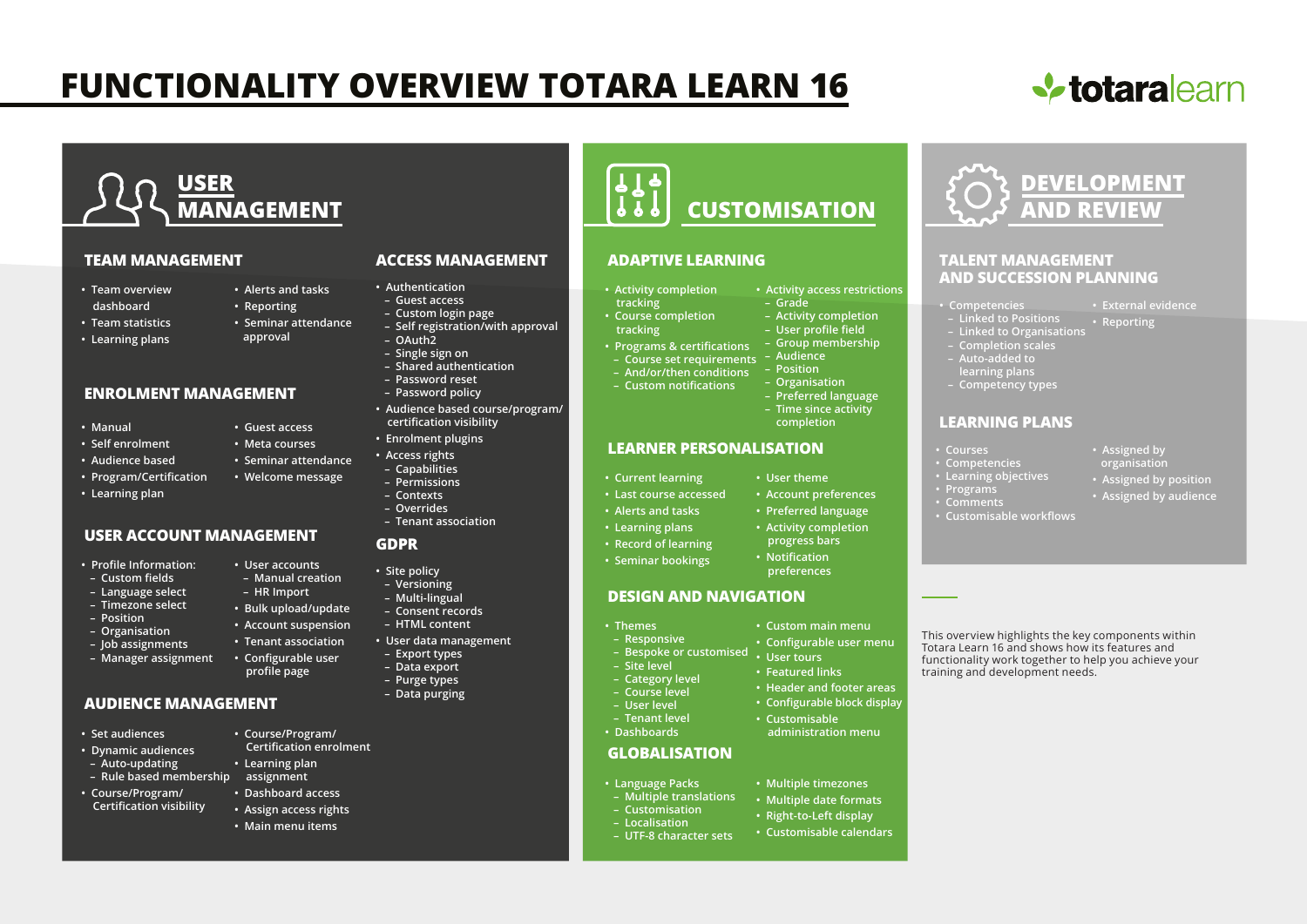# FUNCTIONALITY OVERVIEW TOTARA LEARN 16

totaralearn

## USER MANAGEMENT

### TEAM MANAGEMENT

- Team overview dashboard
- Team statistics
- Learning plans
- Alerts and tasks
- Reporting
- Seminar attendance approval

### ENROLMENT MANAGEMENT

- Manual
- Self enrolment
- Audience based
- Program/Certification
- Learning plan
- Guest access
- Meta courses
- Seminar attendance
- Welcome message

### USER ACCOUNT MANAGEMENT

- Profile Information:
  - Custom fields
  - Language select
  - Timezone select
  - Position
  - Organisation
  - Job assignments
  - Manager assignment
- User accounts
  - Manual creation
  - HR Import
- Bulk upload/update
- Account suspension
- Tenant association
- Configurable user profile page

### AUDIENCE MANAGEMENT

- Set audiences
- Dynamic audiences
  - Auto-updating
  - Rule based membership
- Course/Program/Certification visibility
- Course/Program/Certification enrolment
- Learning plan assignment
- Dashboard access
- Assign access rights
- Main menu items

### ACCESS MANAGEMENT

- Authentication
  - Guest access
  - Custom login page
  - Self registration/with approval
  - OAuth2
  - Single sign on
  - Shared authentication
  - Password reset
  - Password policy
- Audience based course/program/certification visibility
- Enrolment plugins
- Access rights
  - Capabilities
  - Permissions
  - Contexts
  - Overrides
  - Tenant association

### GDPR

- Site policy
  - Versioning
  - Multi-lingual
  - Consent records
  - HTML content
- User data management
  - Export types
  - Data export
  - Purge types
  - Data purging

## CUSTOMISATION

### ADAPTIVE LEARNING

- Activity completion tracking
- Course completion tracking
- Programs & certifications
  - Course set requirements
  - And/or/then conditions
  - Custom notifications
- Activity access restrictions
  - Grade
  - Activity completion
  - User profile field
  - Group membership
  - Audience
  - Position
  - Organisation
  - Preferred language
  - Time since activity completion

### LEARNER PERSONALISATION

- Current learning
- Last course accessed
- Alerts and tasks
- Learning plans
- Record of learning
- Seminar bookings
- User theme
- Account preferences
- Preferred language
- Activity completion progress bars
- Notification preferences

### DESIGN AND NAVIGATION

- Themes
  - Responsive
  - Bespoke or customised
  - Site level
  - Category level
  - Course level
  - User level
  - Tenant level
- Dashboards
- Custom main menu
- Configurable user menu
- User tours
- Featured links
- Header and footer areas
- Configurable block display
- Customisable administration menu

### GLOBALISATION

- Language Packs
  - Multiple translations
  - Customisation
  - Localisation
  - UTF-8 character sets
- Multiple timezones
- Multiple date formats
- Right-to-Left display
- Customisable calendars

## DEVELOPMENT AND REVIEW

### TALENT MANAGEMENT AND SUCCESSION PLANNING

- Competencies
  - Linked to Positions
  - Linked to Organisations
  - Completion scales
  - Auto-added to learning plans
  - Competency types
- External evidence
- Reporting

### LEARNING PLANS

- Courses
- Competencies
- Learning objectives
- Programs
- Comments
- Customisable workflows
- Assigned by organisation
- Assigned by position
- Assigned by audience

This overview highlights the key components within Totara Learn 16 and shows how its features and functionality work together to help you achieve your training and development needs.